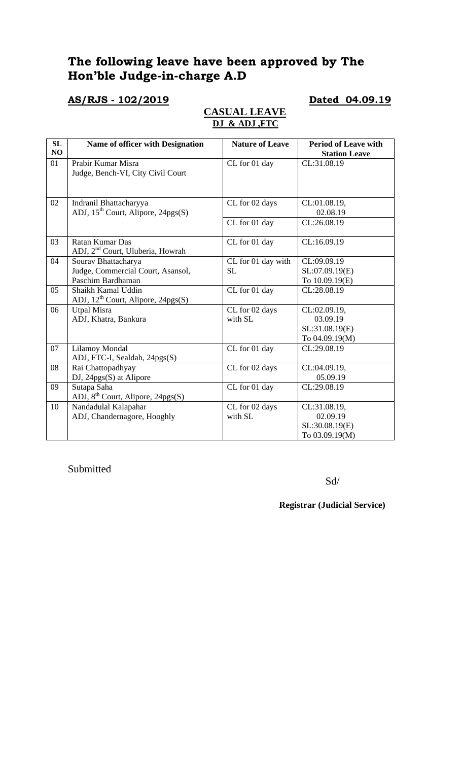# The following leave have been approved by The Hon'ble Judge-in-charge A.D

**AS/RJS - 102/2019** **Dated 04.09.19**

## CASUAL LEAVE

**DJ & ADJ ,FTC**

| SL NO | Name of officer with Designation | Nature of Leave | Period of Leave with Station Leave |
|---|---|---|---|
| 01 | Prabir Kumar Misra<br>Judge, Bench-VI, City Civil Court | CL for 01 day | CL:31.08.19 |
| 02 | Indranil Bhattacharyya<br>ADJ, 15th Court, Alipore, 24pgs(S) | CL for 02 days | CL:01.08.19,<br>02.08.19 |
| | | CL for 01 day | CL:26.08.19 |
| 03 | Ratan Kumar Das<br>ADJ, 2nd Court, Uluberia, Howrah | CL for 01 day | CL:16.09.19 |
| 04 | Sourav Bhattacharya<br>Judge, Commercial Court, Asansol, Paschim Bardhaman | CL for 01 day with SL | CL:09.09.19<br>SL:07.09.19(E)<br>To 10.09.19(E) |
| 05 | Shaikh Kamal Uddin<br>ADJ, 12th Court, Alipore, 24pgs(S) | CL for 01 day | CL:28.08.19 |
| 06 | Utpal Misra<br>ADJ, Khatra, Bankura | CL for 02 days with SL | CL:02.09.19,<br>03.09.19<br>SL:31.08.19(E)<br>To 04.09.19(M) |
| 07 | Lilamoy Mondal<br>ADJ, FTC-I, Sealdah, 24pgs(S) | CL for 01 day | CL:29.08.19 |
| 08 | Rai Chattopadhyay<br>DJ, 24pgs(S) at Alipore | CL for 02 days | CL:04.09.19,<br>05.09.19 |
| 09 | Sutapa Saha<br>ADJ, 8th Court, Alipore, 24pgs(S) | CL for 01 day | CL:29.08.19 |
| 10 | Nandadulal Kalapahar<br>ADJ, Chandernagore, Hooghly | CL for 02 days with SL | CL:31.08.19,<br>02.09.19<br>SL:30.08.19(E)<br>To 03.09.19(M) |

Submitted

Sd/

**Registrar (Judicial Service)**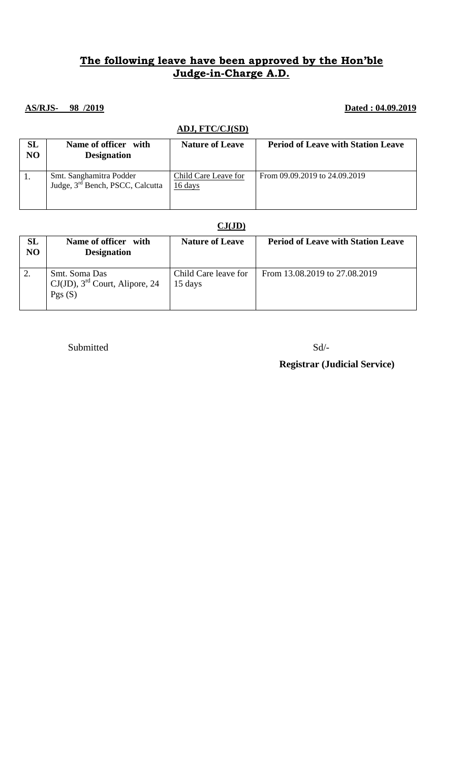## **The following leave have been approved by the Hon'ble Judge-in-Charge A.D.**

**AS/RJS- 98 /2019** **Dated : 04.09.2019**

**ADJ, FTC/CJ(SD)**

| SL NO | Name of officer with Designation | Nature of Leave | Period of Leave with Station Leave |
|---|---|---|---|
| 1. | Smt. Sanghamitra Podder<br>Judge, 3rd Bench, PSCC, Calcutta | Child Care Leave for 16 days | From 09.09.2019 to 24.09.2019 |

**CJ(JD)**

| SL NO | Name of officer with Designation | Nature of Leave | Period of Leave with Station Leave |
|---|---|---|---|
| 2. | Smt. Soma Das<br>CJ(JD), 3rd Court, Alipore, 24 Pgs (S) | Child Care leave for 15 days | From 13.08.2019 to 27.08.2019 |

Submitted

Sd/-

**Registrar (Judicial Service)**